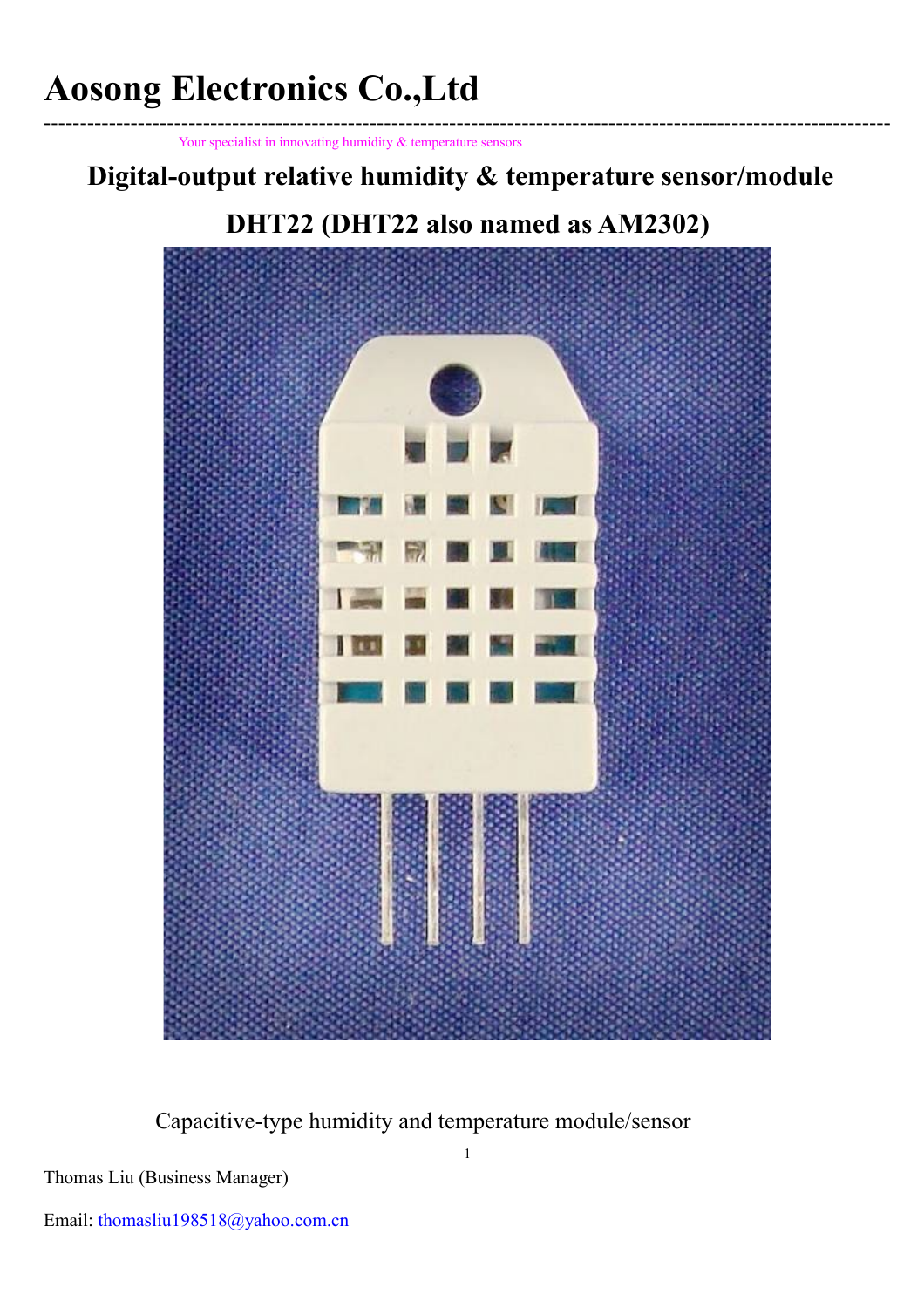# Aosong Electronics Co.,Ltd

Your specialist in innovating humidity & temperature sensors

## Digital-output relative humidity & temperature sensor/module

## DHT22 (DHT22 also named as AM2302)

Capacitive-type humidity and temperature module/sensor

Thomas Liu (Business Manager)

Email: thomasliu198518@yahoo.com.cn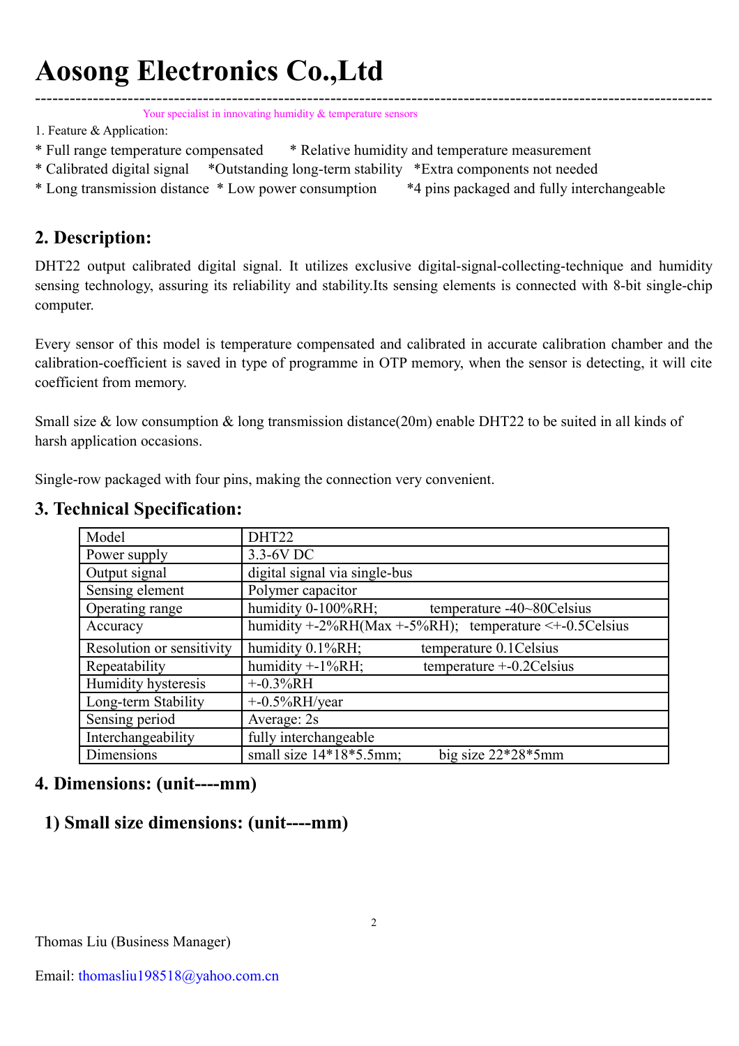# Aosong Electronics Co.,Ltd

Your specialist in innovating humidity & temperature sensors

1. Feature & Application:

* Full range temperature compensated * Relative humidity and temperature measurement
* Calibrated digital signal *Outstanding long-term stability *Extra components not needed
* Long transmission distance * Low power consumption *4 pins packaged and fully interchangeable

## 2. Description:

DHT22 output calibrated digital signal. It utilizes exclusive digital-signal-collecting-technique and humidity sensing technology, assuring its reliability and stability.Its sensing elements is connected with 8-bit single-chip computer.

Every sensor of this model is temperature compensated and calibrated in accurate calibration chamber and the calibration-coefficient is saved in type of programme in OTP memory, when the sensor is detecting, it will cite coefficient from memory.

Small size & low consumption & long transmission distance(20m) enable DHT22 to be suited in all kinds of harsh application occasions.

Single-row packaged with four pins, making the connection very convenient.

## 3. Technical Specification:

| Model | DHT22 |
|---|---|
| Power supply | 3.3-6V DC |
| Output signal | digital signal via single-bus |
| Sensing element | Polymer capacitor |
| Operating range | humidity 0-100%RH; temperature -40~80Celsius |
| Accuracy | humidity +-2%RH(Max +-5%RH); temperature <+-0.5Celsius |
| Resolution or sensitivity | humidity 0.1%RH; temperature 0.1Celsius |
| Repeatability | humidity +-1%RH; temperature +-0.2Celsius |
| Humidity hysteresis | +-0.3%RH |
| Long-term Stability | +-0.5%RH/year |
| Sensing period | Average: 2s |
| Interchangeability | fully interchangeable |
| Dimensions | small size 14*18*5.5mm; big size 22*28*5mm |

## 4. Dimensions: (unit----mm)

### 1) Small size dimensions: (unit----mm)

Thomas Liu (Business Manager)

Email: thomasliu198518@yahoo.com.cn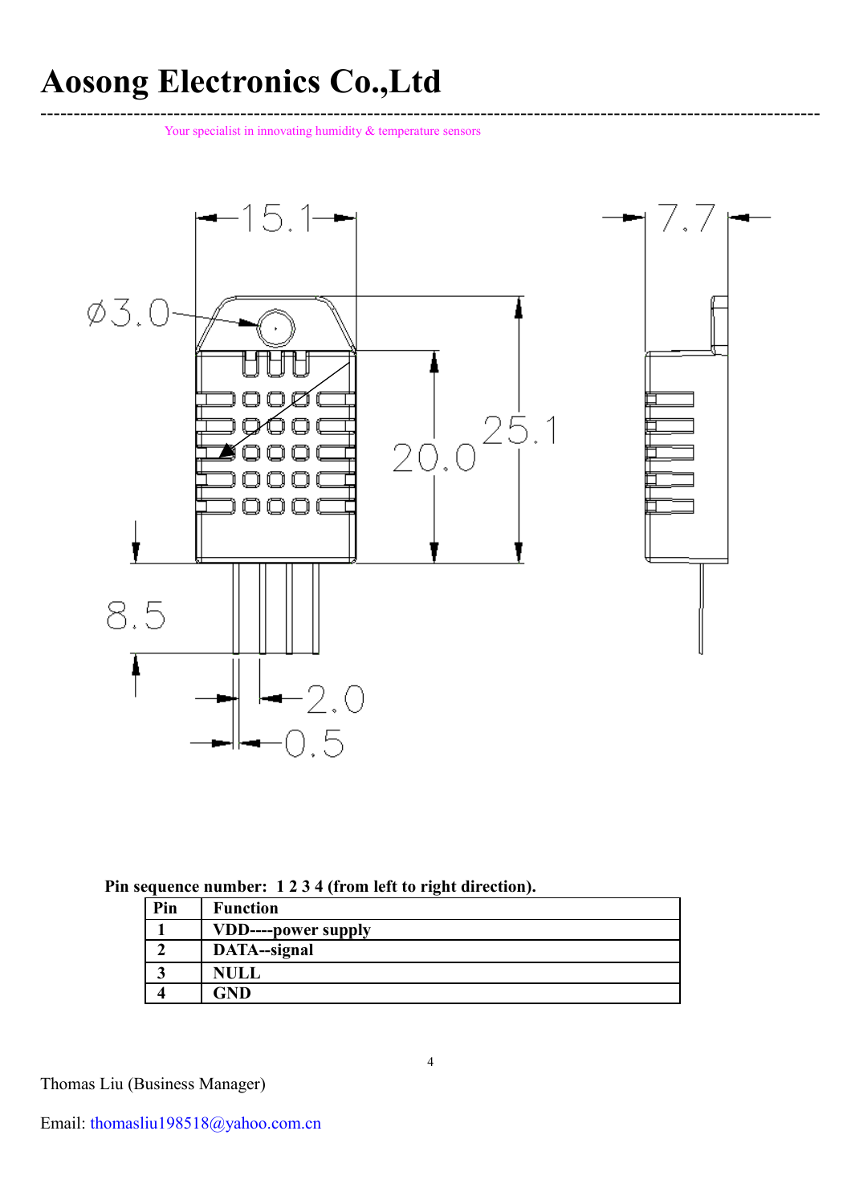Pin sequence number: 1 2 3 4 (from left to right direction).

| Pin | Function |
|---|---|
| 1 | VDD----power supply |
| 2 | DATA--signal |
| 3 | NULL |
| 4 | GND |

Thomas Liu (Business Manager)

Email: thomasliu198518@yahoo.com.cn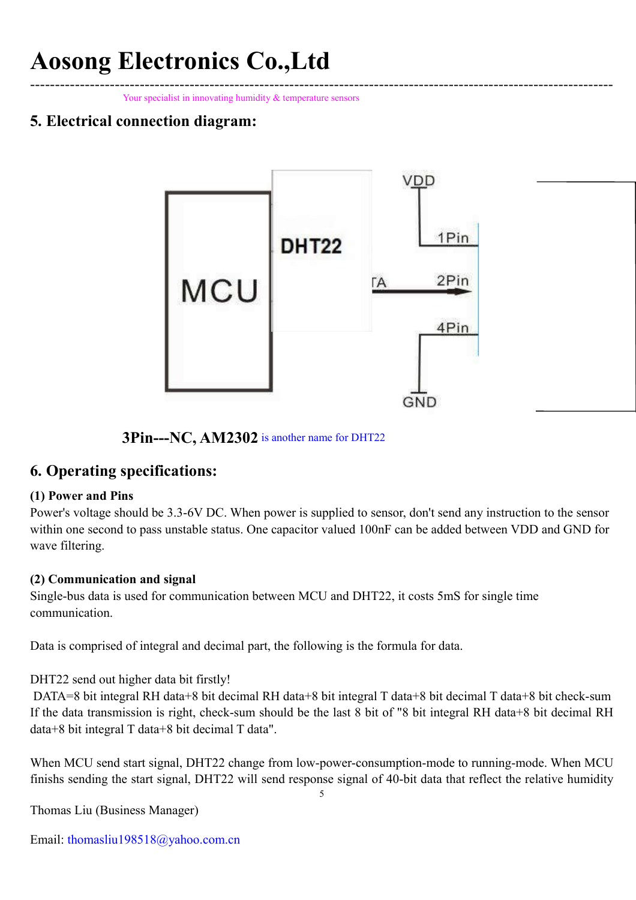# Aosong Electronics Co.,Ltd

Your specialist in innovating humidity & temperature sensors

## 5. Electrical connection diagram:

**3Pin---NC, AM2302** is another name for DHT22

## 6. Operating specifications:

**(1) Power and Pins**

Power's voltage should be 3.3-6V DC. When power is supplied to sensor, don't send any instruction to the sensor within one second to pass unstable status. One capacitor valued 100nF can be added between VDD and GND for wave filtering.

**(2) Communication and signal**

Single-bus data is used for communication between MCU and DHT22, it costs 5mS for single time communication.

Data is comprised of integral and decimal part, the following is the formula for data.

DHT22 send out higher data bit firstly!

DATA=8 bit integral RH data+8 bit decimal RH data+8 bit integral T data+8 bit decimal T data+8 bit check-sum

If the data transmission is right, check-sum should be the last 8 bit of "8 bit integral RH data+8 bit decimal RH data+8 bit integral T data+8 bit decimal T data".

When MCU send start signal, DHT22 change from low-power-consumption-mode to running-mode. When MCU finishs sending the start signal, DHT22 will send response signal of 40-bit data that reflect the relative humidity

Thomas Liu (Business Manager)

Email: thomasliu198518@yahoo.com.cn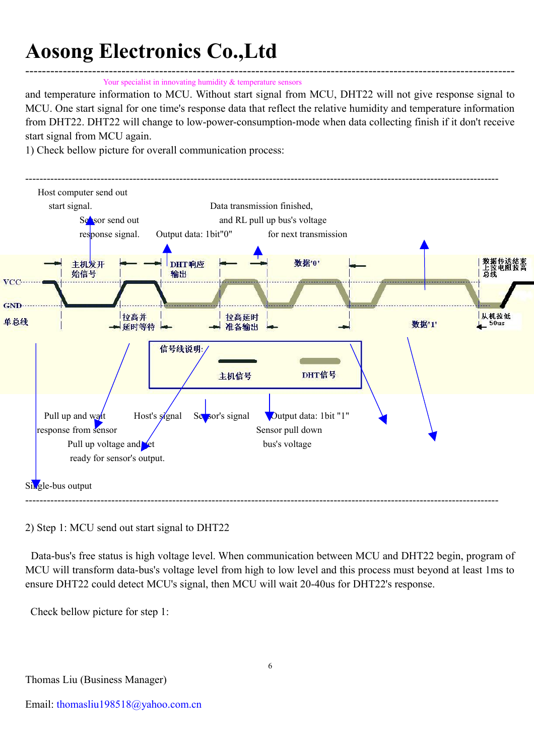and temperature information to MCU. Without start signal from MCU, DHT22 will not give response signal to MCU. One start signal for one time's response data that reflect the relative humidity and temperature information from DHT22. DHT22 will change to low-power-consumption-mode when data collecting finish if it don't receive start signal from MCU again.

1) Check bellow picture for overall communication process:

---

Host computer send out start signal.

Sensor send out response signal.

Output data: 1bit"0"

Data transmission finished, and RL pull up bus's voltage for next transmission

主机发开始信号

DHT响应输出

数据'0'

数据传送结束上拉电阻拉高总线

VCC

GND

单总线

拉高并延时等待

拉高延时准备输出

数据'1'

从机拉低 50us

信号线说明:

主机信号

DHT信号

Pull up and wait response from sensor

Host's signal

Sensor's signal

Output data: 1bit "1"

Sensor pull down bus's voltage

Pull up voltage and get ready for sensor's output.

Single-bus output

---

2) Step 1: MCU send out start signal to DHT22

Data-bus's free status is high voltage level. When communication between MCU and DHT22 begin, program of MCU will transform data-bus's voltage level from high to low level and this process must beyond at least 1ms to ensure DHT22 could detect MCU's signal, then MCU will wait 20-40us for DHT22's response.

Check bellow picture for step 1: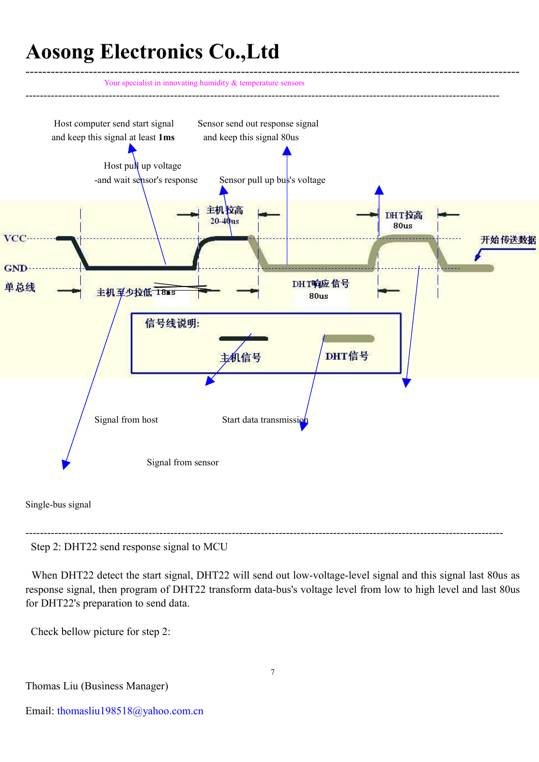Host computer send start signal and keep this signal at least **1ms**

Sensor send out response signal and keep this signal 80us

Host pull up voltage -and wait sensor's response

Sensor pull up bus's voltage

Signal from host

Start data transmission

Signal from sensor

Single-bus signal

---

Step 2: DHT22 send response signal to MCU

When DHT22 detect the start signal, DHT22 will send out low-voltage-level signal and this signal last 80us as response signal, then program of DHT22 transform data-bus's voltage level from low to high level and last 80us for DHT22's preparation to send data.

Check bellow picture for step 2:

Thomas Liu (Business Manager)

Email: thomasliu198518@yahoo.com.cn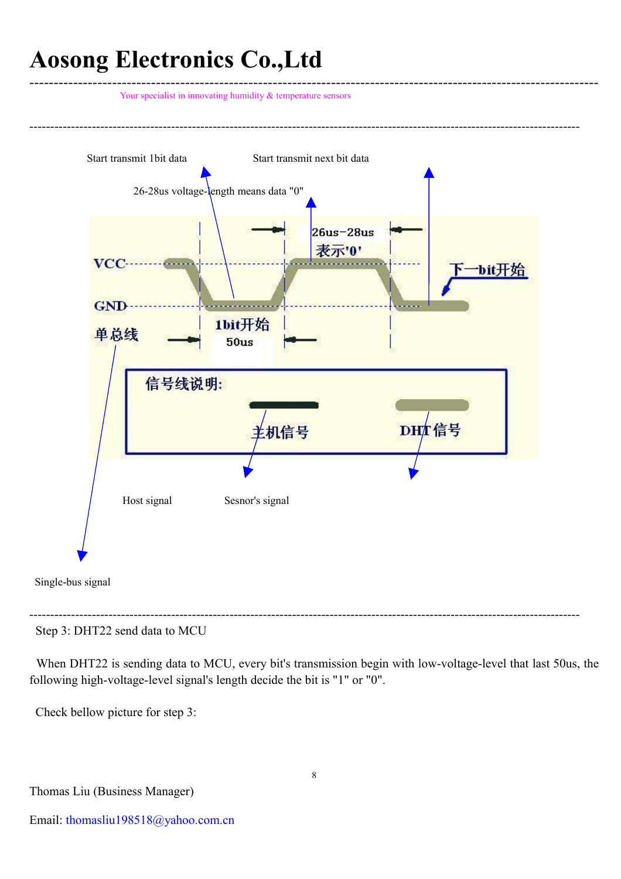Start transmit 1bit data

Start transmit next bit data

26-28us voltage-length means data "0"

VCC

GND

单总线

1bit开始

50us

26us-28us

表示'0'

下一bit开始

信号线说明:

主机信号

DHT信号

Host signal

Sesnor's signal

Single-bus signal

---

Step 3: DHT22 send data to MCU

When DHT22 is sending data to MCU, every bit's transmission begin with low-voltage-level that last 50us, the following high-voltage-level signal's length decide the bit is "1" or "0".

Check bellow picture for step 3:

Thomas Liu (Business Manager)

Email: thomasliu198518@yahoo.com.cn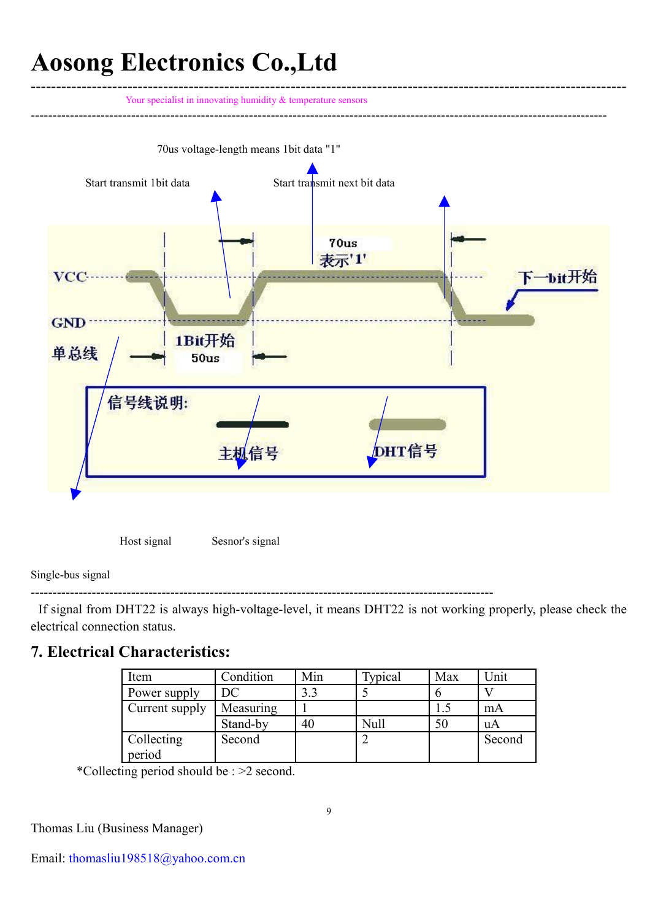70us voltage-length means 1bit data "1"

Start transmit 1bit data

Start transmit next bit data

70us
表示'1'

VCC

下一bit开始

GND

1Bit开始
50us

单总线

信号线说明:

主机信号

DHT信号

Host signal

Sesnor's signal

Single-bus signal

---

If signal from DHT22 is always high-voltage-level, it means DHT22 is not working properly, please check the electrical connection status.

## 7. Electrical Characteristics:

| Item | Condition | Min | Typical | Max | Unit |
|---|---|---|---|---|---|
| Power supply | DC | 3.3 | 5 | 6 | V |
| Current supply | Measuring | 1 | | 1.5 | mA |
| | Stand-by | 40 | Null | 50 | uA |
| Collecting period | Second | | 2 | | Second |

*Collecting period should be : >2 second.

Thomas Liu (Business Manager)

Email: thomasliu198518@yahoo.com.cn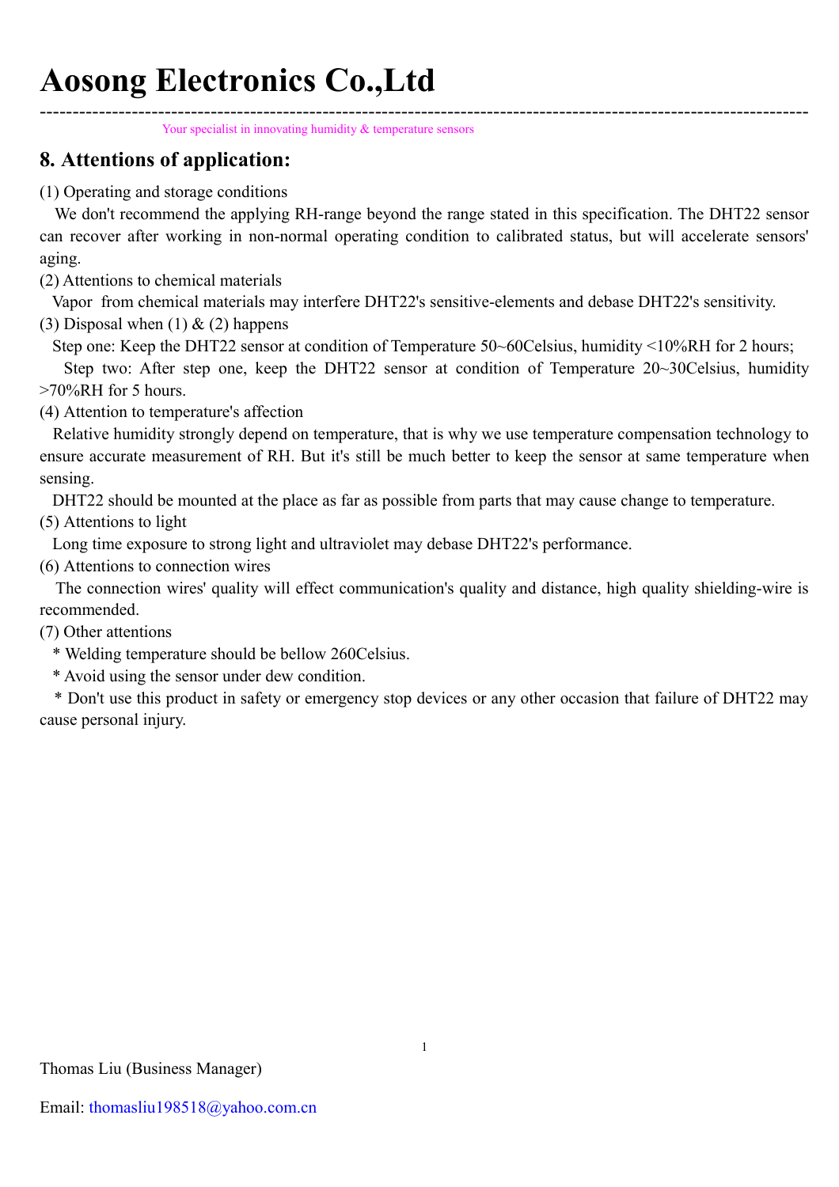## 8. Attentions of application:

(1) Operating and storage conditions

We don't recommend the applying RH-range beyond the range stated in this specification. The DHT22 sensor can recover after working in non-normal operating condition to calibrated status, but will accelerate sensors' aging.

(2) Attentions to chemical materials

Vapor from chemical materials may interfere DHT22's sensitive-elements and debase DHT22's sensitivity.

(3) Disposal when (1) & (2) happens

Step one: Keep the DHT22 sensor at condition of Temperature 50~60Celsius, humidity <10%RH for 2 hours;

Step two: After step one, keep the DHT22 sensor at condition of Temperature 20~30Celsius, humidity >70%RH for 5 hours.

(4) Attention to temperature's affection

Relative humidity strongly depend on temperature, that is why we use temperature compensation technology to ensure accurate measurement of RH. But it's still be much better to keep the sensor at same temperature when sensing.

DHT22 should be mounted at the place as far as possible from parts that may cause change to temperature.

(5) Attentions to light

Long time exposure to strong light and ultraviolet may debase DHT22's performance.

(6) Attentions to connection wires

The connection wires' quality will effect communication's quality and distance, high quality shielding-wire is recommended.

(7) Other attentions

* Welding temperature should be bellow 260Celsius.
* Avoid using the sensor under dew condition.
* Don't use this product in safety or emergency stop devices or any other occasion that failure of DHT22 may cause personal injury.